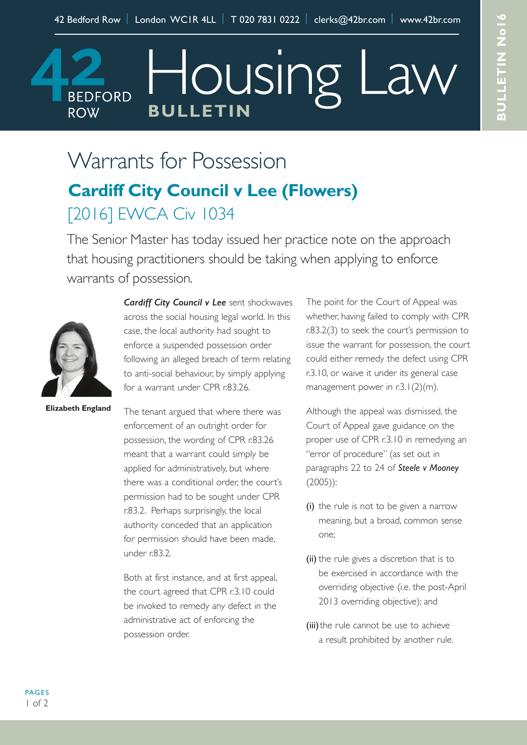42 Bedford Row | London WC1R 4LL | T 020 7831 0222 | clerks@42br.com | www.42br.com

# Housing Law BULLETIN

BULLETIN No16

## Warrants for Possession

### Cardiff City Council v Lee (Flowers)

[2016] EWCA Civ 1034

The Senior Master has today issued her practice note on the approach that housing practitioners should be taking when applying to enforce warrants of possession.

**Elizabeth England**

***Cardiff City Council v Lee*** sent shockwaves across the social housing legal world. In this case, the local authority had sought to enforce a suspended possession order following an alleged breach of term relating to anti-social behaviour, by simply applying for a warrant under CPR r.83.26.

The tenant argued that where there was enforcement of an outright order for possession, the wording of CPR r.83.26 meant that a warrant could simply be applied for administratively, but where there was a conditional order, the court's permission had to be sought under CPR r.83.2. Perhaps surprisingly, the local authority conceded that an application for permission should have been made, under r.83.2.

Both at first instance, and at first appeal, the court agreed that CPR r.3.10 could be invoked to remedy any defect in the administrative act of enforcing the possession order.

The point for the Court of Appeal was whether, having failed to comply with CPR r.83.2(3) to seek the court's permission to issue the warrant for possession, the court could either remedy the defect using CPR r.3.10, or waive it under its general case management power in r.3.1(2)(m).

Although the appeal was dismissed, the Court of Appeal gave guidance on the proper use of CPR r.3.10 in remedying an "error of procedure" (as set out in paragraphs 22 to 24 of ***Steele v Mooney*** (2005)):

(i) the rule is not to be given a narrow meaning, but a broad, common sense one;

(ii) the rule gives a discretion that is to be exercised in accordance with the overriding objective (i.e. the post-April 2013 overriding objective); and

(iii) the rule cannot be use to achieve a result prohibited by another rule.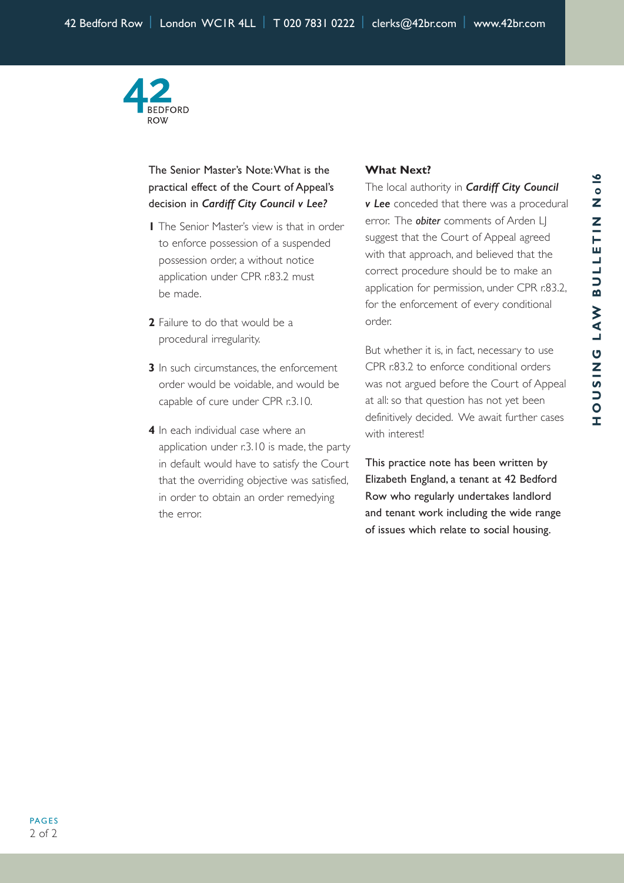The Senior Master's Note: What is the practical effect of the Court of Appeal's decision in *Cardiff City Council v Lee?*

**1** The Senior Master's view is that in order to enforce possession of a suspended possession order, a without notice application under CPR r.83.2 must be made.

**2** Failure to do that would be a procedural irregularity.

**3** In such circumstances, the enforcement order would be voidable, and would be capable of cure under CPR r.3.10.

**4** In each individual case where an application under r.3.10 is made, the party in default would have to satisfy the Court that the overriding objective was satisfied, in order to obtain an order remedying the error.

### What Next?

The local authority in ***Cardiff City Council v Lee*** conceded that there was a procedural error. The ***obiter*** comments of Arden LJ suggest that the Court of Appeal agreed with that approach, and believed that the correct procedure should be to make an application for permission, under CPR r.83.2, for the enforcement of every conditional order.

But whether it is, in fact, necessary to use CPR r.83.2 to enforce conditional orders was not argued before the Court of Appeal at all: so that question has not yet been definitively decided. We await further cases with interest!

This practice note has been written by Elizabeth England, a tenant at 42 Bedford Row who regularly undertakes landlord and tenant work including the wide range of issues which relate to social housing.